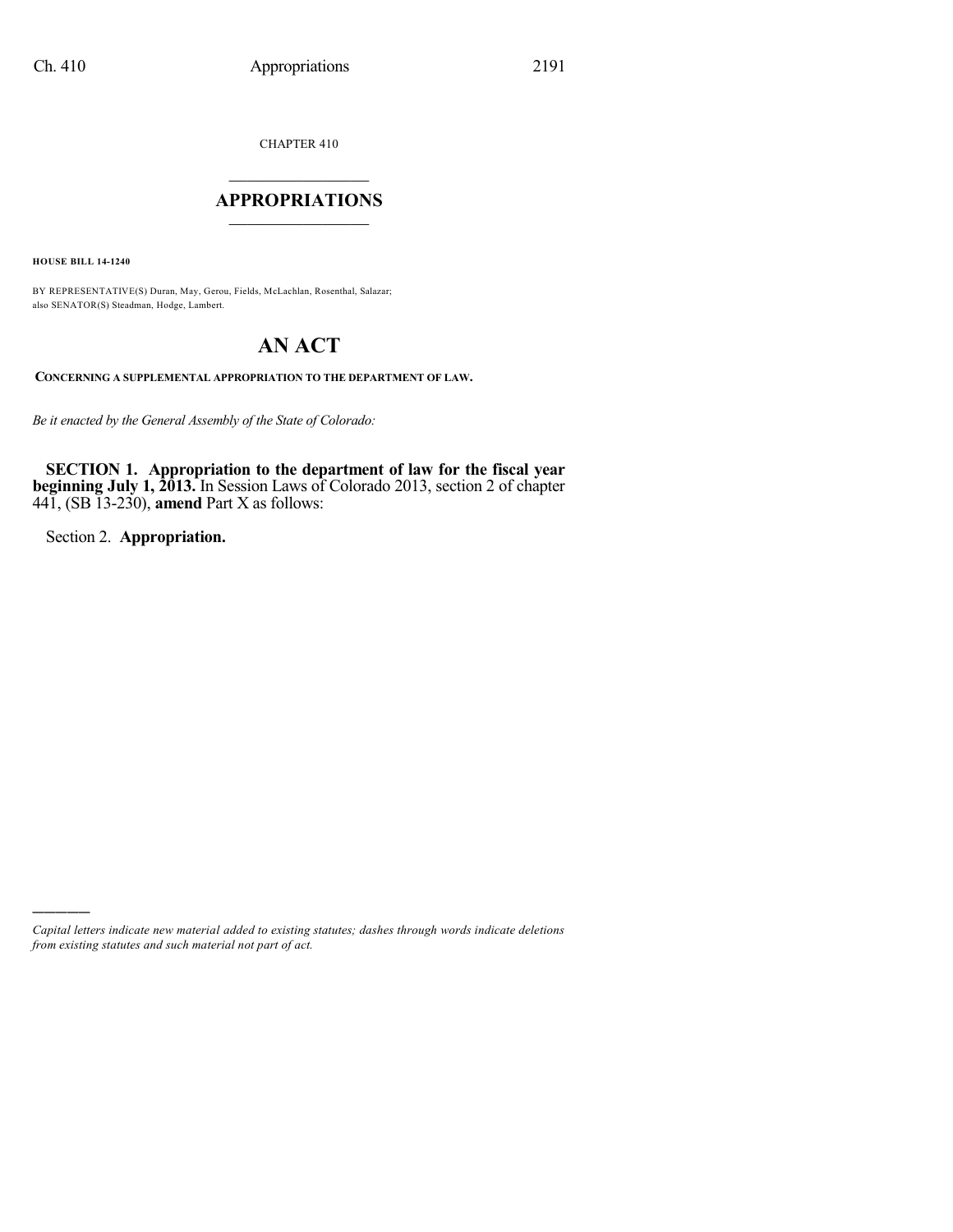CHAPTER 410

# APPROPRIATIONS

**HOUSE BILL 14-1240**

BY REPRESENTATIVE(S) Duran, May, Gerou, Fields, McLachlan, Rosenthal, Salazar; also SENATOR(S) Steadman, Hodge, Lambert.

# AN ACT

**CONCERNING A SUPPLEMENTAL APPROPRIATION TO THE DEPARTMENT OF LAW.**

*Be it enacted by the General Assembly of the State of Colorado:*

**SECTION 1. Appropriation to the department of law for the fiscal year beginning July 1, 2013.** In Session Laws of Colorado 2013, section 2 of chapter 441, (SB 13-230), **amend** Part X as follows:

Section 2. **Appropriation.**

---

*Capital letters indicate new material added to existing statutes; dashes through words indicate deletions from existing statutes and such material not part of act.*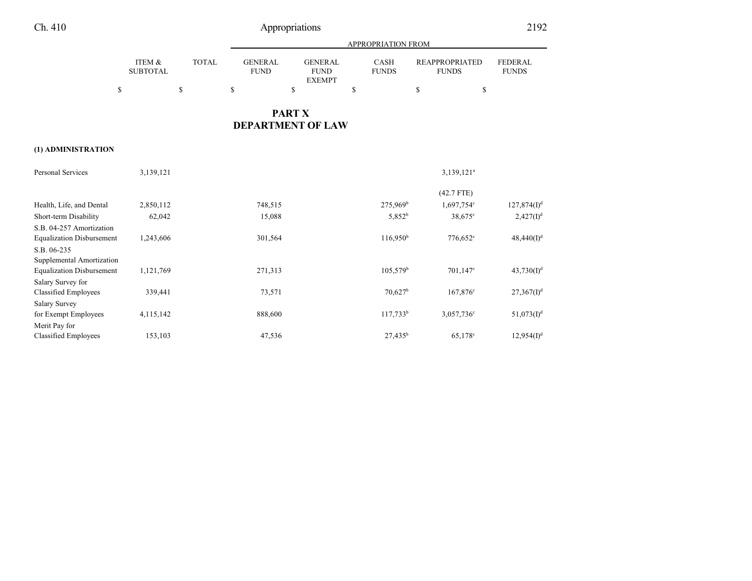# PART X
# DEPARTMENT OF LAW

| | ITEM & SUBTOTAL | TOTAL | GENERAL FUND | GENERAL FUND EXEMPT | CASH FUNDS | REAPPROPRIATED FUNDS | FEDERAL FUNDS |
|---|---|---|---|---|---|---|---|
| | | | APPROPRIATION FROM | | | | |
| | $ | $ | $ | $ | $ | $ | $ |
| **(1) ADMINISTRATION** | | | | | | | |
| Personal Services | 3,139,121 | | | | | 3,139,121[a] | |
| | | | | | | (42.7 FTE) | |
| Health, Life, and Dental | 2,850,112 | | 748,515 | | 275,969[b] | 1,697,754[c] | 127,874(I)[d] |
| Short-term Disability | 62,042 | | 15,088 | | 5,852[b] | 38,675[c] | 2,427(I)[d] |
| S.B. 04-257 Amortization Equalization Disbursement | 1,243,606 | | 301,564 | | 116,950[b] | 776,652[c] | 48,440(I)[d] |
| S.B. 06-235 Supplemental Amortization Equalization Disbursement | 1,121,769 | | 271,313 | | 105,579[b] | 701,147[c] | 43,730(I)[d] |
| Salary Survey for Classified Employees | 339,441 | | 73,571 | | 70,627[b] | 167,876[c] | 27,367(I)[d] |
| Salary Survey for Exempt Employees | 4,115,142 | | 888,600 | | 117,733[b] | 3,057,736[c] | 51,073(I)[d] |
| Merit Pay for Classified Employees | 153,103 | | 47,536 | | 27,435[b] | 65,178[c] | 12,954(I)[d] |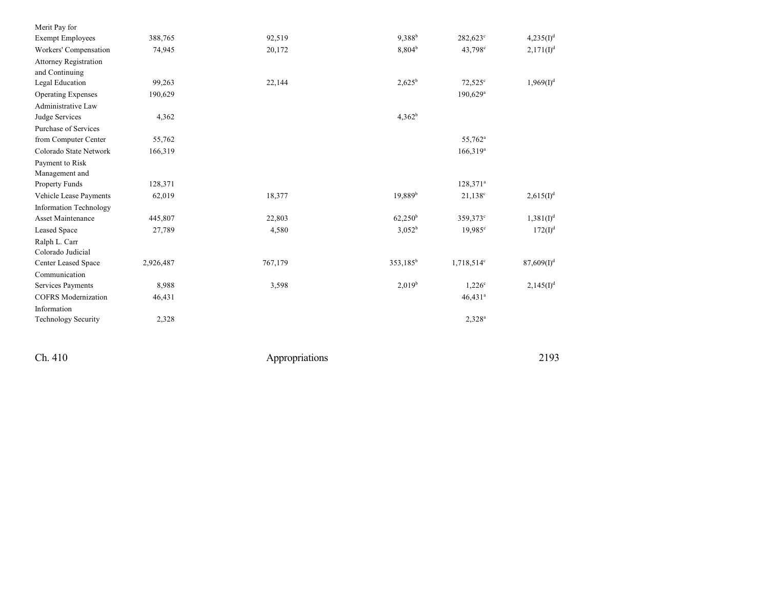| | | | | | |
|---|---|---|---|---|---|
| Merit Pay for Exempt Employees | 388,765 | 92,519 | 9,388[b] | 282,623[c] | 4,235(I)[d] |
| Workers' Compensation | 74,945 | 20,172 | 8,804[b] | 43,798[c] | 2,171(I)[d] |
| Attorney Registration and Continuing Legal Education | 99,263 | 22,144 | 2,625[b] | 72,525[c] | 1,969(I)[d] |
| Operating Expenses | 190,629 | | | 190,629[a] | |
| Administrative Law Judge Services | 4,362 | | 4,362[b] | | |
| Purchase of Services from Computer Center | 55,762 | | | 55,762[a] | |
| Colorado State Network | 166,319 | | | 166,319[a] | |
| Payment to Risk Management and Property Funds | 128,371 | | | 128,371[a] | |
| Vehicle Lease Payments | 62,019 | 18,377 | 19,889[b] | 21,138[c] | 2,615(I)[d] |
| Information Technology Asset Maintenance | 445,807 | 22,803 | 62,250[b] | 359,373[c] | 1,381(I)[d] |
| Leased Space | 27,789 | 4,580 | 3,052[b] | 19,985[c] | 172(I)[d] |
| Ralph L. Carr Colorado Judicial Center Leased Space | 2,926,487 | 767,179 | 353,185[b] | 1,718,514[c] | 87,609(I)[d] |
| Communication Services Payments | 8,988 | 3,598 | 2,019[b] | 1,226[c] | 2,145(I)[d] |
| COFRS Modernization | 46,431 | | | 46,431[a] | |
| Information Technology Security | 2,328 | | | 2,328[a] | |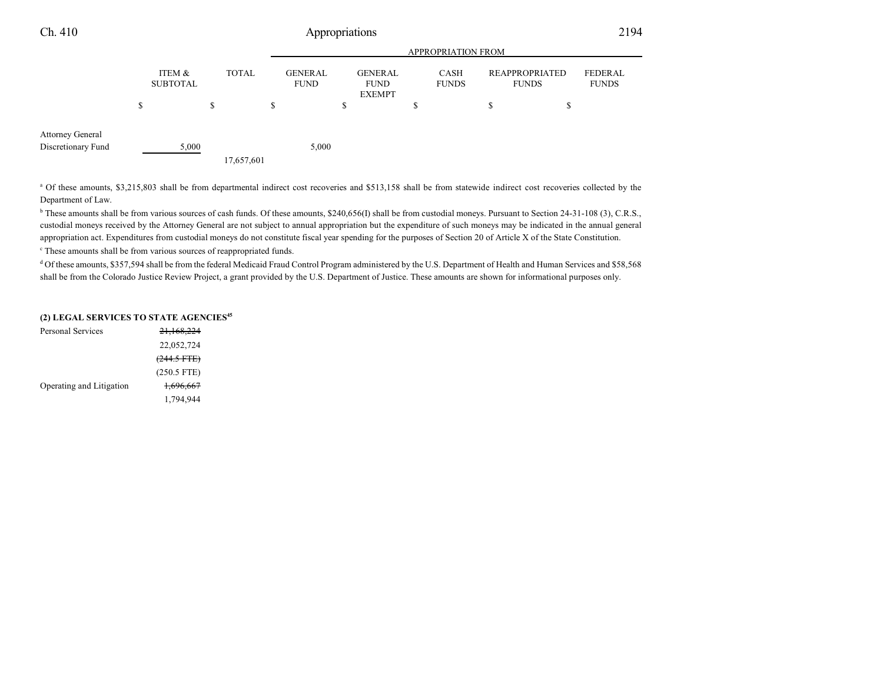| | ITEM & SUBTOTAL | TOTAL | APPROPRIATION FROM | | | | |
|---|---|---|---|---|---|---|---|
| | | | GENERAL FUND | GENERAL FUND EXEMPT | CASH FUNDS | REAPPROPRIATED FUNDS | FEDERAL FUNDS |
| | $ | $ | $ | $ | $ | $ | $ |
| Attorney General Discretionary Fund | 5,000 | | 5,000 | | | | |
| | | 17,657,601 | | | | | |

[a] Of these amounts, $3,215,803 shall be from departmental indirect cost recoveries and $513,158 shall be from statewide indirect cost recoveries collected by the Department of Law.

[b] These amounts shall be from various sources of cash funds. Of these amounts, $240,656(I) shall be from custodial moneys. Pursuant to Section 24-31-108 (3), C.R.S., custodial moneys received by the Attorney General are not subject to annual appropriation but the expenditure of such moneys may be indicated in the annual general appropriation act. Expenditures from custodial moneys do not constitute fiscal year spending for the purposes of Section 20 of Article X of the State Constitution.

[c] These amounts shall be from various sources of reappropriated funds.

[d] Of these amounts, $357,594 shall be from the federal Medicaid Fraud Control Program administered by the U.S. Department of Health and Human Services and $58,568 shall be from the Colorado Justice Review Project, a grant provided by the U.S. Department of Justice. These amounts are shown for informational purposes only.

**(2) LEGAL SERVICES TO STATE AGENCIES[45]**

| | ITEM & SUBTOTAL | TOTAL | GENERAL FUND | GENERAL FUND EXEMPT | CASH FUNDS | REAPPROPRIATED FUNDS | FEDERAL FUNDS |
|---|---|---|---|---|---|---|---|
| Personal Services | ~~21,168,224~~ 22,052,724 ~~(244.5 FTE)~~ (250.5 FTE) | | | | | | |
| Operating and Litigation | ~~1,696,667~~ 1,794,944 | | | | | | |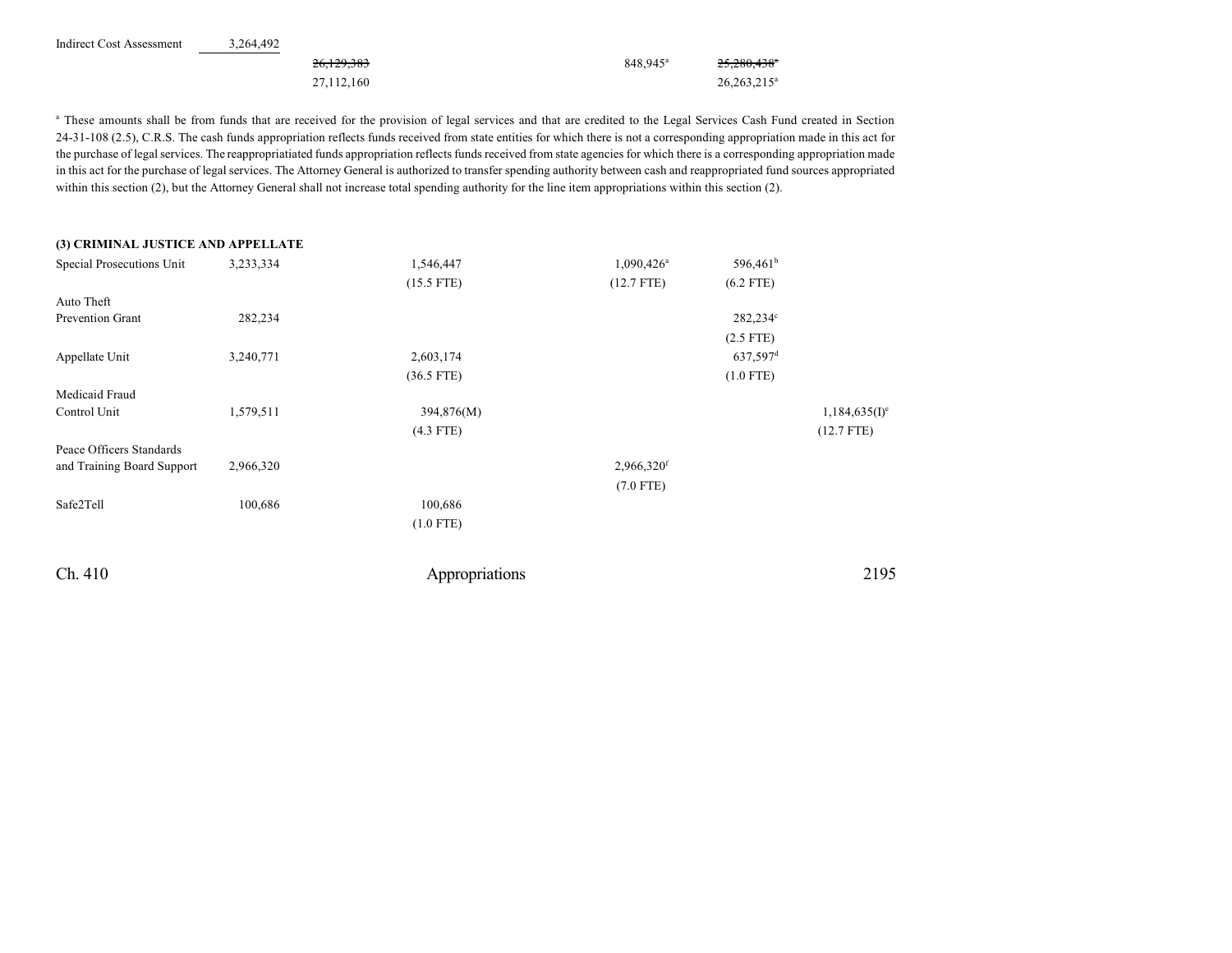| | | | | | |
|---|---|---|---|---|---|
| Indirect Cost Assessment | 3,264,492 | | | | |
| | | ~~26,129,383~~ | 848,945[a] | ~~25,280,438~~[a] | |
| | | 27,112,160 | | 26,263,215[a] | |

[a] These amounts shall be from funds that are received for the provision of legal services and that are credited to the Legal Services Cash Fund created in Section 24-31-108 (2.5), C.R.S. The cash funds appropriation reflects funds received from state entities for which there is not a corresponding appropriation made in this act for the purchase of legal services. The reappropriatiated funds appropriation reflects funds received from state agencies for which there is a corresponding appropriation made in this act for the purchase of legal services. The Attorney General is authorized to transfer spending authority between cash and reappropriated fund sources appropriated within this section (2), but the Attorney General shall not increase total spending authority for the line item appropriations within this section (2).

**(3) CRIMINAL JUSTICE AND APPELLATE**

| | | | | | |
|---|---|---|---|---|---|
| Special Prosecutions Unit | 3,233,334 | 1,546,447 | 1,090,426[a] | 596,461[b] | |
| | | (15.5 FTE) | (12.7 FTE) | (6.2 FTE) | |
| Auto Theft Prevention Grant | 282,234 | | | 282,234[c] | |
| | | | | (2.5 FTE) | |
| Appellate Unit | 3,240,771 | 2,603,174 | | 637,597[d] | |
| | | (36.5 FTE) | | (1.0 FTE) | |
| Medicaid Fraud Control Unit | 1,579,511 | 394,876(M) | | | 1,184,635(I)[e] |
| | | (4.3 FTE) | | | (12.7 FTE) |
| Peace Officers Standards and Training Board Support | 2,966,320 | | 2,966,320[f] | | |
| | | | (7.0 FTE) | | |
| Safe2Tell | 100,686 | 100,686 | | | |
| | | (1.0 FTE) | | | |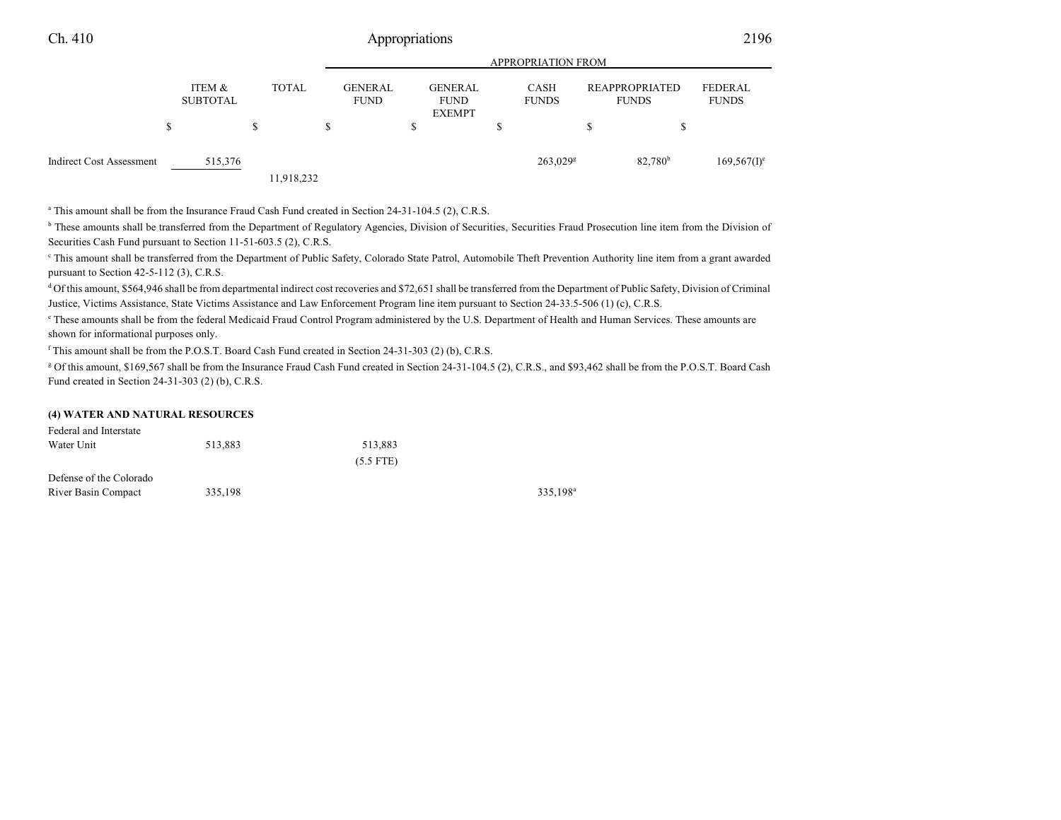| | ITEM & SUBTOTAL | TOTAL | APPROPRIATION FROM | | | | |
|---|---|---|---|---|---|---|---|
| | | | GENERAL FUND | GENERAL FUND EXEMPT | CASH FUNDS | REAPPROPRIATED FUNDS | FEDERAL FUNDS |
| | $ | $ | $ | $ | $ | $ | $ |
| Indirect Cost Assessment | 515,376 | | | | 263,029[g] | 82,780[b] | 169,567(I)[e] |
| | | 11,918,232 | | | | | |

[a] This amount shall be from the Insurance Fraud Cash Fund created in Section 24-31-104.5 (2), C.R.S.

[b] These amounts shall be transferred from the Department of Regulatory Agencies, Division of Securities, Securities Fraud Prosecution line item from the Division of Securities Cash Fund pursuant to Section 11-51-603.5 (2), C.R.S.

[c] This amount shall be transferred from the Department of Public Safety, Colorado State Patrol, Automobile Theft Prevention Authority line item from a grant awarded pursuant to Section 42-5-112 (3), C.R.S.

[d] Of this amount, $564,946 shall be from departmental indirect cost recoveries and $72,651 shall be transferred from the Department of Public Safety, Division of Criminal Justice, Victims Assistance, State Victims Assistance and Law Enforcement Program line item pursuant to Section 24-33.5-506 (1) (c), C.R.S.

[e] These amounts shall be from the federal Medicaid Fraud Control Program administered by the U.S. Department of Health and Human Services. These amounts are shown for informational purposes only.

[f] This amount shall be from the P.O.S.T. Board Cash Fund created in Section 24-31-303 (2) (b), C.R.S.

[g] Of this amount, $169,567 shall be from the Insurance Fraud Cash Fund created in Section 24-31-104.5 (2), C.R.S., and $93,462 shall be from the P.O.S.T. Board Cash Fund created in Section 24-31-303 (2) (b), C.R.S.

**(4) WATER AND NATURAL RESOURCES**

| | ITEM & SUBTOTAL | TOTAL | GENERAL FUND | GENERAL FUND EXEMPT | CASH FUNDS | REAPPROPRIATED FUNDS | FEDERAL FUNDS |
|---|---|---|---|---|---|---|---|
| Federal and Interstate Water Unit | 513,883 | | 513,883 (5.5 FTE) | | | | |
| Defense of the Colorado River Basin Compact | 335,198 | | | | 335,198[a] | | |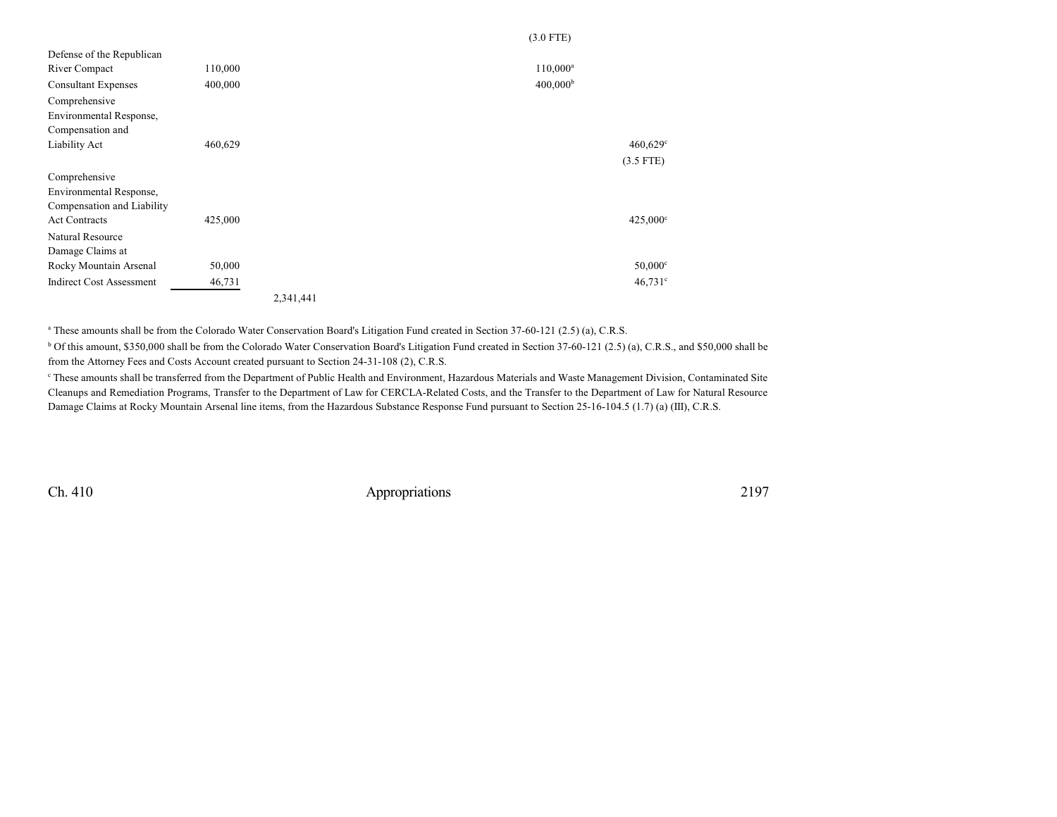| | | | | | |
|---|---|---|---|---|---|
| | | | (3.0 FTE) | | |
| Defense of the Republican River Compact | 110,000 | | 110,000[a] | | |
| Consultant Expenses | 400,000 | | 400,000[b] | | |
| Comprehensive Environmental Response, Compensation and Liability Act | 460,629 | | | 460,629[c] | |
| | | | | (3.5 FTE) | |
| Comprehensive Environmental Response, Compensation and Liability Act Contracts | 425,000 | | | 425,000[c] | |
| Natural Resource Damage Claims at Rocky Mountain Arsenal | 50,000 | | | 50,000[c] | |
| Indirect Cost Assessment | 46,731 | | | 46,731[c] | |
| | | 2,341,441 | | | |

[a] These amounts shall be from the Colorado Water Conservation Board's Litigation Fund created in Section 37-60-121 (2.5) (a), C.R.S.

[b] Of this amount, $350,000 shall be from the Colorado Water Conservation Board's Litigation Fund created in Section 37-60-121 (2.5) (a), C.R.S., and $50,000 shall be from the Attorney Fees and Costs Account created pursuant to Section 24-31-108 (2), C.R.S.

[c] These amounts shall be transferred from the Department of Public Health and Environment, Hazardous Materials and Waste Management Division, Contaminated Site Cleanups and Remediation Programs, Transfer to the Department of Law for CERCLA-Related Costs, and the Transfer to the Department of Law for Natural Resource Damage Claims at Rocky Mountain Arsenal line items, from the Hazardous Substance Response Fund pursuant to Section 25-16-104.5 (1.7) (a) (III), C.R.S.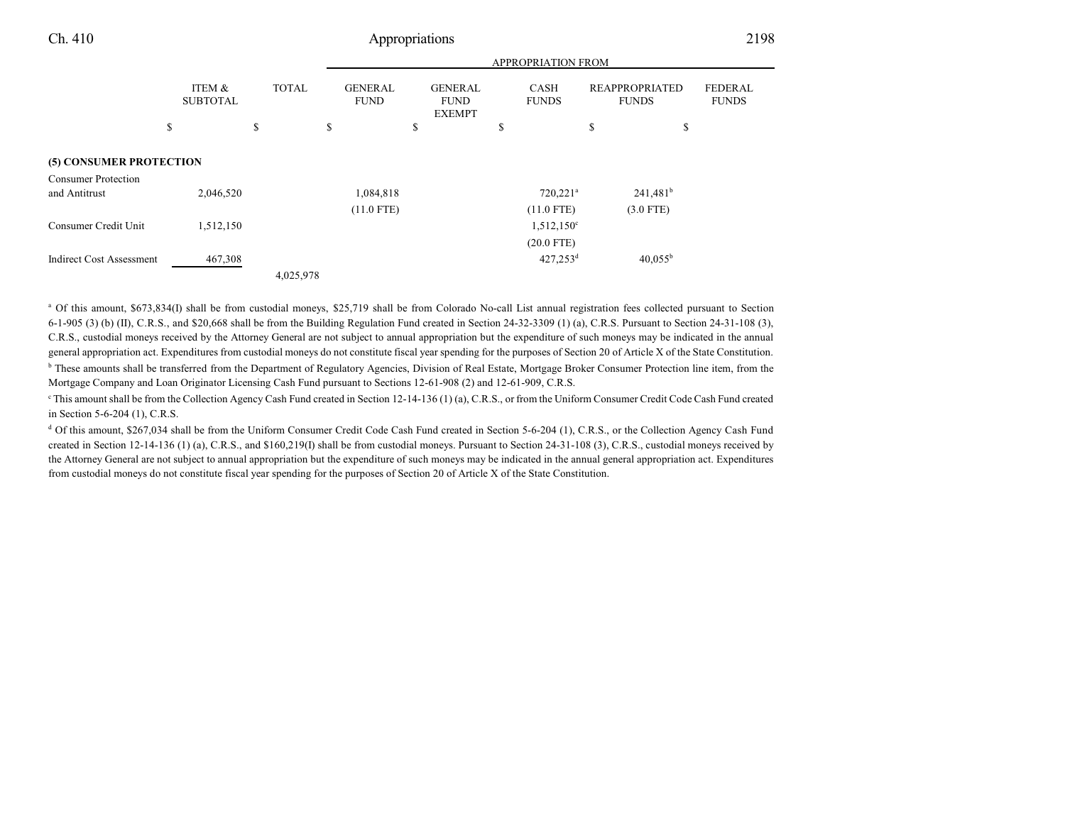| | ITEM & SUBTOTAL | TOTAL | GENERAL FUND | GENERAL FUND EXEMPT | CASH FUNDS | REAPPROPRIATED FUNDS | FEDERAL FUNDS |
|---|---|---|---|---|---|---|---|
| | | | APPROPRIATION FROM | | | | |
| | $ | $ | $ | $ | $ | $ | $ |
| **(5) CONSUMER PROTECTION** | | | | | | | |
| Consumer Protection and Antitrust | 2,046,520 | | 1,084,818 | | 720,221[a] | 241,481[b] | |
| | | | (11.0 FTE) | | (11.0 FTE) | (3.0 FTE) | |
| Consumer Credit Unit | 1,512,150 | | | | 1,512,150[c] | | |
| | | | | | (20.0 FTE) | | |
| Indirect Cost Assessment | 467,308 | | | | 427,253[d] | 40,055[b] | |
| | | 4,025,978 | | | | | |

[a] Of this amount, $673,834(I) shall be from custodial moneys, $25,719 shall be from Colorado No-call List annual registration fees collected pursuant to Section 6-1-905 (3) (b) (II), C.R.S., and $20,668 shall be from the Building Regulation Fund created in Section 24-32-3309 (1) (a), C.R.S. Pursuant to Section 24-31-108 (3), C.R.S., custodial moneys received by the Attorney General are not subject to annual appropriation but the expenditure of such moneys may be indicated in the annual general appropriation act. Expenditures from custodial moneys do not constitute fiscal year spending for the purposes of Section 20 of Article X of the State Constitution.

[b] These amounts shall be transferred from the Department of Regulatory Agencies, Division of Real Estate, Mortgage Broker Consumer Protection line item, from the Mortgage Company and Loan Originator Licensing Cash Fund pursuant to Sections 12-61-908 (2) and 12-61-909, C.R.S.

[c] This amount shall be from the Collection Agency Cash Fund created in Section 12-14-136 (1) (a), C.R.S., or from the Uniform Consumer Credit Code Cash Fund created in Section 5-6-204 (1), C.R.S.

[d] Of this amount, $267,034 shall be from the Uniform Consumer Credit Code Cash Fund created in Section 5-6-204 (1), C.R.S., or the Collection Agency Cash Fund created in Section 12-14-136 (1) (a), C.R.S., and $160,219(I) shall be from custodial moneys. Pursuant to Section 24-31-108 (3), C.R.S., custodial moneys received by the Attorney General are not subject to annual appropriation but the expenditure of such moneys may be indicated in the annual general appropriation act. Expenditures from custodial moneys do not constitute fiscal year spending for the purposes of Section 20 of Article X of the State Constitution.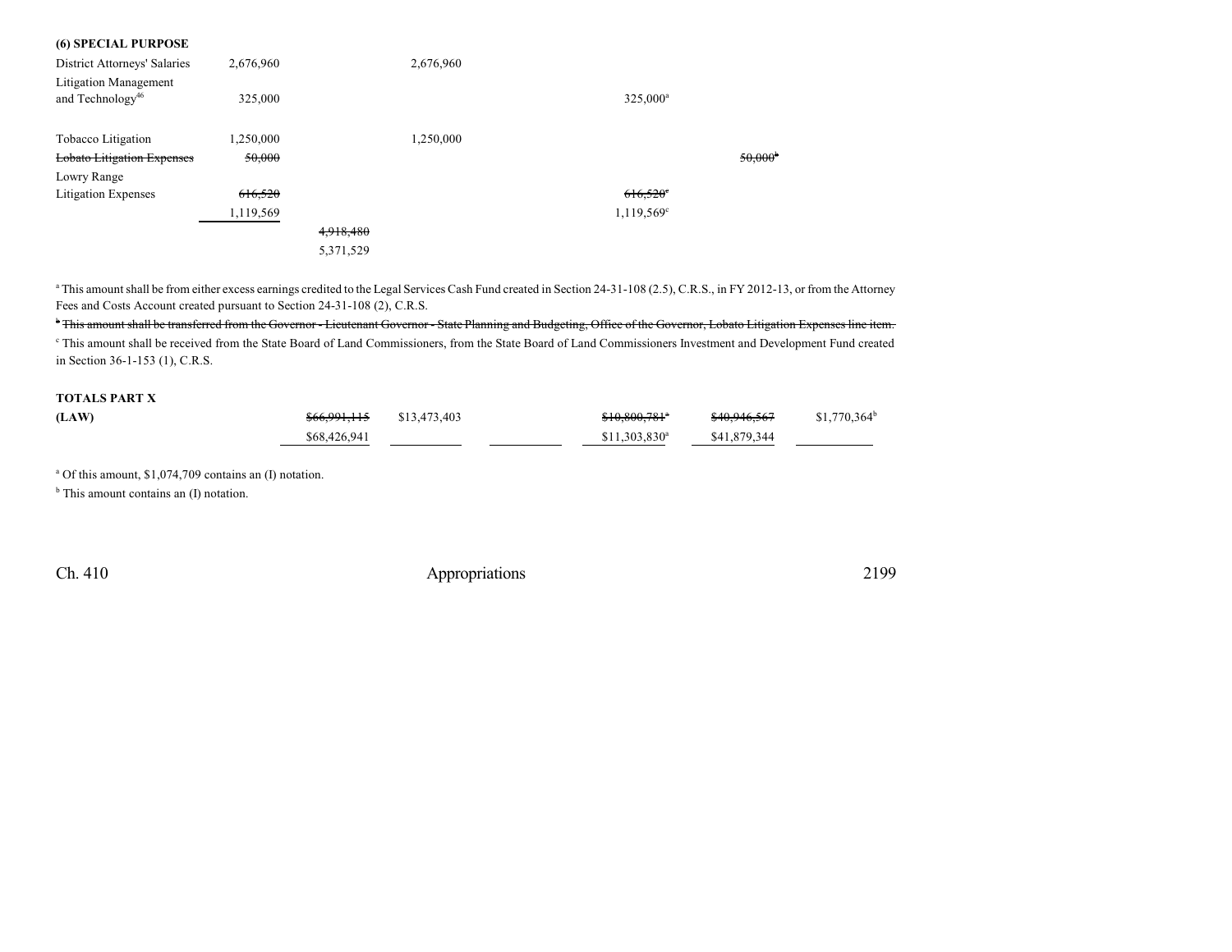**(6) SPECIAL PURPOSE**

| | | | | | | | |
|---|---|---|---|---|---|---|---|
| District Attorneys' Salaries | 2,676,960 | | 2,676,960 | | | | |
| Litigation Management and Technology[46] | 325,000 | | | | 325,000[a] | | |
| Tobacco Litigation | 1,250,000 | | 1,250,000 | | | | |
| ~~Lobato Litigation Expenses~~ | ~~50,000~~ | | | | | ~~50,000[b]~~ | |
| Lowry Range Litigation Expenses | ~~616,520~~ 1,119,569 | | | | ~~616,520[c]~~ 1,119,569[c] | | |
| | | ~~4,918,480~~ 5,371,529 | | | | | |

[a] This amount shall be from either excess earnings credited to the Legal Services Cash Fund created in Section 24-31-108 (2.5), C.R.S., in FY 2012-13, or from the Attorney Fees and Costs Account created pursuant to Section 24-31-108 (2), C.R.S.

~~[b] This amount shall be transferred from the Governor - Lieutenant Governor - State Planning and Budgeting, Office of the Governor, Lobato Litigation Expenses line item.~~

[c] This amount shall be received from the State Board of Land Commissioners, from the State Board of Land Commissioners Investment and Development Fund created in Section 36-1-153 (1), C.R.S.

**TOTALS PART X**

| | | | | | | |
|---|---|---|---|---|---|---|
| **(LAW)** | ~~$66,991,115~~ $68,426,941 | $13,473,403 | | ~~$10,800,781[a]~~ $11,303,830[a] | ~~$40,946,567~~ $41,879,344 | $1,770,364[b] |

[a] Of this amount, $1,074,709 contains an (I) notation.

[b] This amount contains an (I) notation.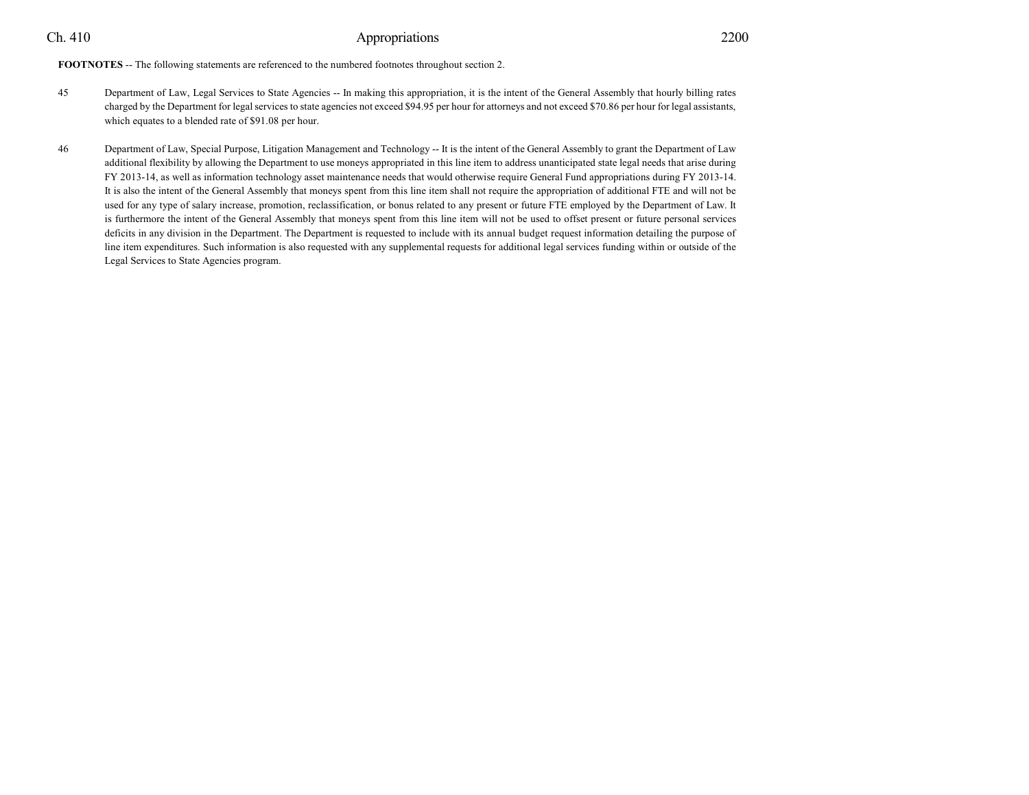**FOOTNOTES** -- The following statements are referenced to the numbered footnotes throughout section 2.

45 Department of Law, Legal Services to State Agencies -- In making this appropriation, it is the intent of the General Assembly that hourly billing rates charged by the Department for legal services to state agencies not exceed $94.95 per hour for attorneys and not exceed $70.86 per hour for legal assistants, which equates to a blended rate of $91.08 per hour.

46 Department of Law, Special Purpose, Litigation Management and Technology -- It is the intent of the General Assembly to grant the Department of Law additional flexibility by allowing the Department to use moneys appropriated in this line item to address unanticipated state legal needs that arise during FY 2013-14, as well as information technology asset maintenance needs that would otherwise require General Fund appropriations during FY 2013-14. It is also the intent of the General Assembly that moneys spent from this line item shall not require the appropriation of additional FTE and will not be used for any type of salary increase, promotion, reclassification, or bonus related to any present or future FTE employed by the Department of Law. It is furthermore the intent of the General Assembly that moneys spent from this line item will not be used to offset present or future personal services deficits in any division in the Department. The Department is requested to include with its annual budget request information detailing the purpose of line item expenditures. Such information is also requested with any supplemental requests for additional legal services funding within or outside of the Legal Services to State Agencies program.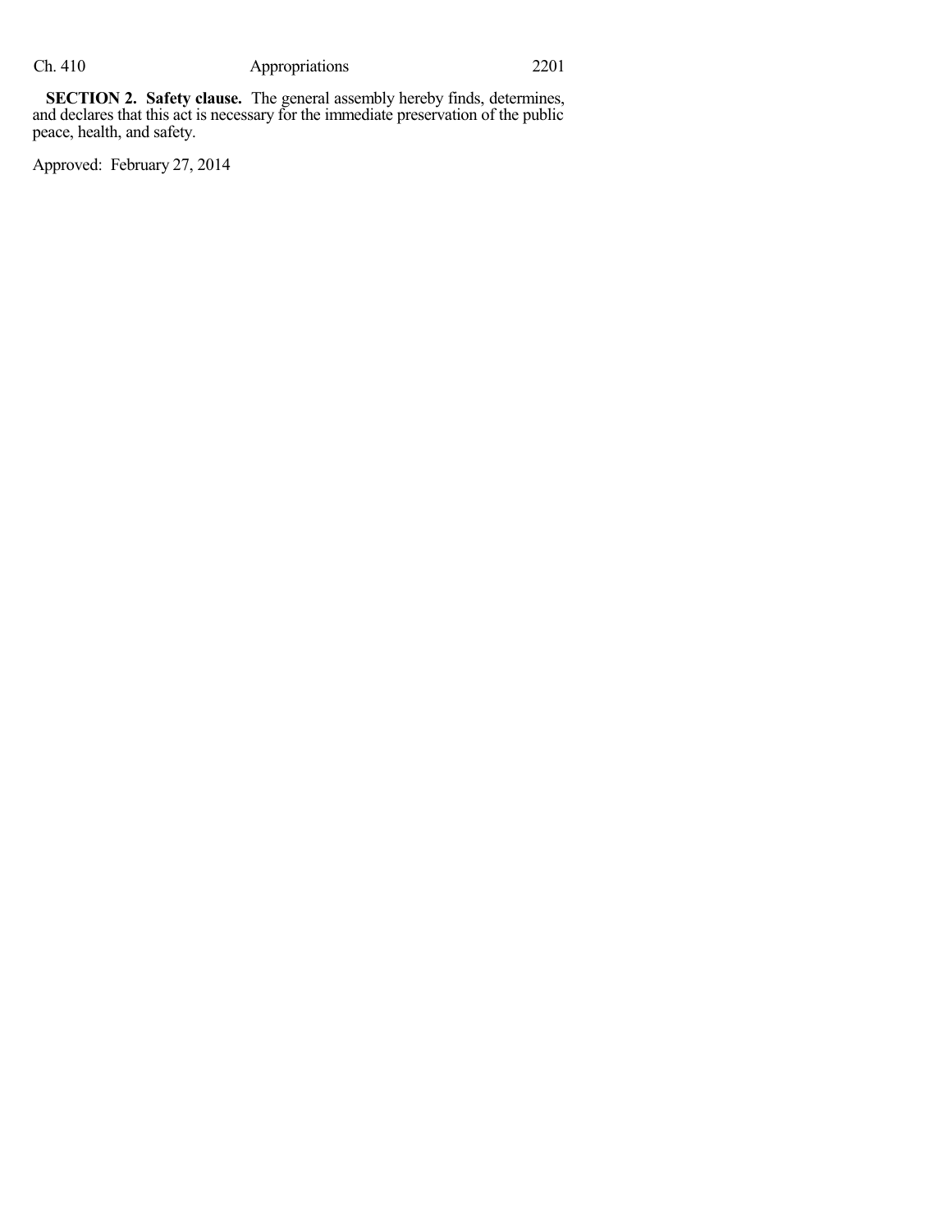**SECTION 2. Safety clause.** The general assembly hereby finds, determines, and declares that this act is necessary for the immediate preservation of the public peace, health, and safety.

Approved: February 27, 2014